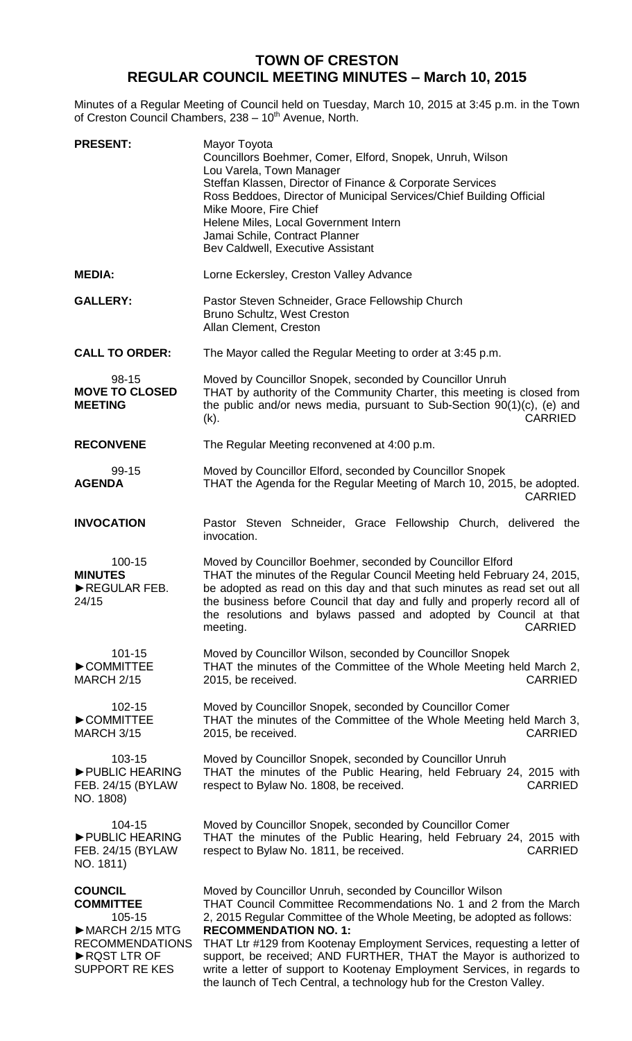# TOWN OF CRESTON
## REGULAR COUNCIL MEETING MINUTES – March 10, 2015

Minutes of a Regular Meeting of Council held on Tuesday, March 10, 2015 at 3:45 p.m. in the Town of Creston Council Chambers, 238 – 10th Avenue, North.

| | |
|---|---|
| **PRESENT:** | Mayor Toyota<br>Councillors Boehmer, Comer, Elford, Snopek, Unruh, Wilson<br>Lou Varela, Town Manager<br>Steffan Klassen, Director of Finance & Corporate Services<br>Ross Beddoes, Director of Municipal Services/Chief Building Official<br>Mike Moore, Fire Chief<br>Helene Miles, Local Government Intern<br>Jamai Schile, Contract Planner<br>Bev Caldwell, Executive Assistant |
| **MEDIA:** | Lorne Eckersley, Creston Valley Advance |
| **GALLERY:** | Pastor Steven Schneider, Grace Fellowship Church<br>Bruno Schultz, West Creston<br>Allan Clement, Creston |
| **CALL TO ORDER:** | The Mayor called the Regular Meeting to order at 3:45 p.m. |
| 98-15<br>**MOVE TO CLOSED MEETING** | Moved by Councillor Snopek, seconded by Councillor Unruh<br>THAT by authority of the Community Charter, this meeting is closed from the public and/or news media, pursuant to Sub-Section 90(1)(c), (e) and (k). CARRIED |
| **RECONVENE** | The Regular Meeting reconvened at 4:00 p.m. |
| 99-15<br>**AGENDA** | Moved by Councillor Elford, seconded by Councillor Snopek<br>THAT the Agenda for the Regular Meeting of March 10, 2015, be adopted. CARRIED |
| **INVOCATION** | Pastor Steven Schneider, Grace Fellowship Church, delivered the invocation. |
| 100-15<br>**MINUTES**<br>►REGULAR FEB. 24/15 | Moved by Councillor Boehmer, seconded by Councillor Elford<br>THAT the minutes of the Regular Council Meeting held February 24, 2015, be adopted as read on this day and that such minutes as read set out all the business before Council that day and fully and properly record all of the resolutions and bylaws passed and adopted by Council at that meeting. CARRIED |
| 101-15<br>►COMMITTEE MARCH 2/15 | Moved by Councillor Wilson, seconded by Councillor Snopek<br>THAT the minutes of the Committee of the Whole Meeting held March 2, 2015, be received. CARRIED |
| 102-15<br>►COMMITTEE MARCH 3/15 | Moved by Councillor Snopek, seconded by Councillor Comer<br>THAT the minutes of the Committee of the Whole Meeting held March 3, 2015, be received. CARRIED |
| 103-15<br>►PUBLIC HEARING FEB. 24/15 (BYLAW NO. 1808) | Moved by Councillor Snopek, seconded by Councillor Unruh<br>THAT the minutes of the Public Hearing, held February 24, 2015 with respect to Bylaw No. 1808, be received. CARRIED |
| 104-15<br>►PUBLIC HEARING FEB. 24/15 (BYLAW NO. 1811) | Moved by Councillor Snopek, seconded by Councillor Comer<br>THAT the minutes of the Public Hearing, held February 24, 2015 with respect to Bylaw No. 1811, be received. CARRIED |
| **COUNCIL COMMITTEE**<br>105-15<br>►MARCH 2/15 MTG RECOMMENDATIONS<br>►RQST LTR OF SUPPORT RE KES | Moved by Councillor Unruh, seconded by Councillor Wilson<br>THAT Council Committee Recommendations No. 1 and 2 from the March 2, 2015 Regular Committee of the Whole Meeting, be adopted as follows:<br>**RECOMMENDATION NO. 1:**<br>THAT Ltr #129 from Kootenay Employment Services, requesting a letter of support, be received; AND FURTHER, THAT the Mayor is authorized to write a letter of support to Kootenay Employment Services, in regards to the launch of Tech Central, a technology hub for the Creston Valley. |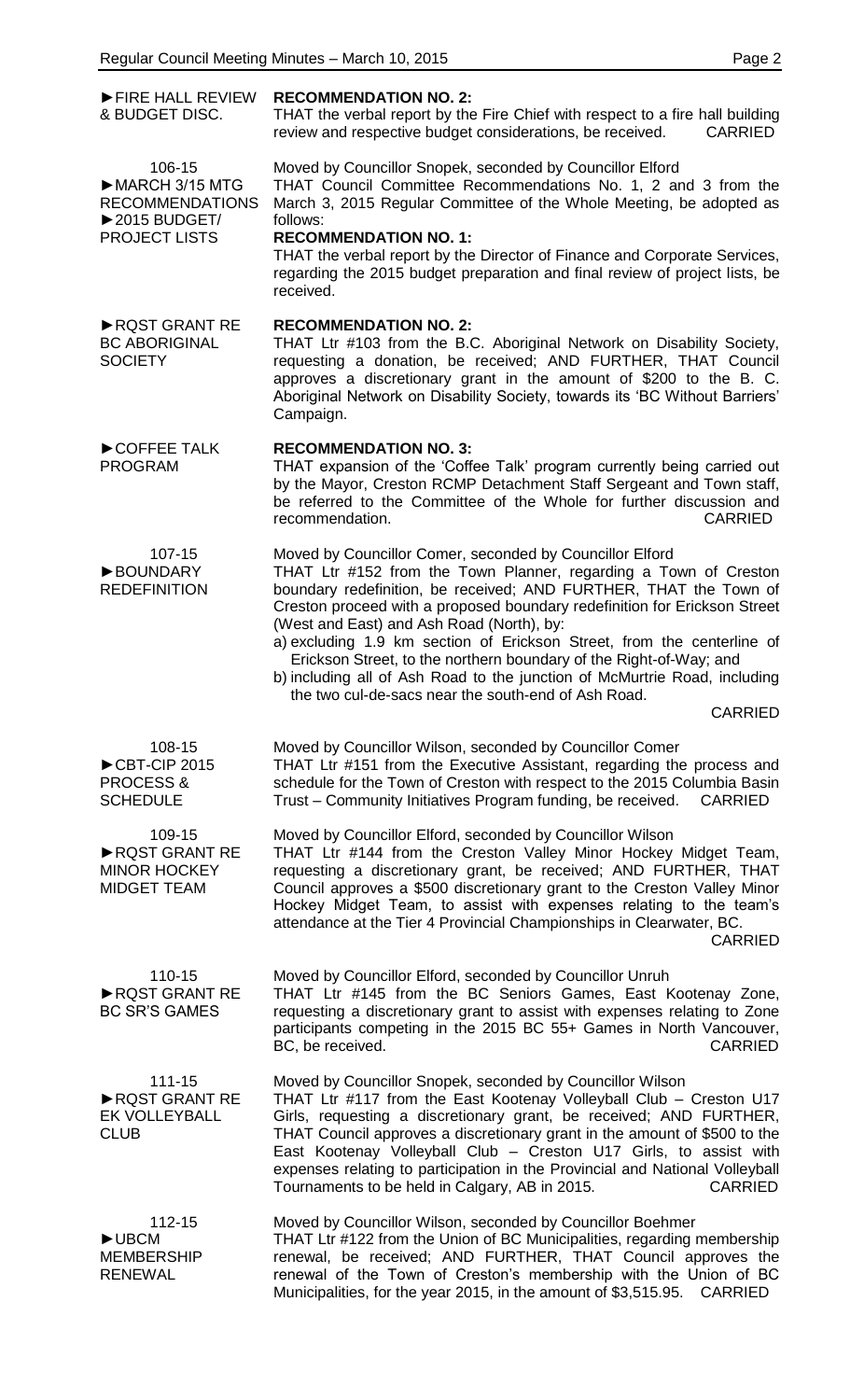**►FIRE HALL REVIEW & BUDGET DISC.**

**RECOMMENDATION NO. 2:**
THAT the verbal report by the Fire Chief with respect to a fire hall building review and respective budget considerations, be received. CARRIED

**106-15**
**►MARCH 3/15 MTG RECOMMENDATIONS**
**►2015 BUDGET/ PROJECT LISTS**

Moved by Councillor Snopek, seconded by Councillor Elford
THAT Council Committee Recommendations No. 1, 2 and 3 from the March 3, 2015 Regular Committee of the Whole Meeting, be adopted as follows:

**RECOMMENDATION NO. 1:**
THAT the verbal report by the Director of Finance and Corporate Services, regarding the 2015 budget preparation and final review of project lists, be received.

**►RQST GRANT RE BC ABORIGINAL SOCIETY**

**RECOMMENDATION NO. 2:**
THAT Ltr #103 from the B.C. Aboriginal Network on Disability Society, requesting a donation, be received; AND FURTHER, THAT Council approves a discretionary grant in the amount of $200 to the B. C. Aboriginal Network on Disability Society, towards its 'BC Without Barriers' Campaign.

**►COFFEE TALK PROGRAM**

**RECOMMENDATION NO. 3:**
THAT expansion of the 'Coffee Talk' program currently being carried out by the Mayor, Creston RCMP Detachment Staff Sergeant and Town staff, be referred to the Committee of the Whole for further discussion and recommendation. CARRIED

**107-15**
**►BOUNDARY REDEFINITION**

Moved by Councillor Comer, seconded by Councillor Elford
THAT Ltr #152 from the Town Planner, regarding a Town of Creston boundary redefinition, be received; AND FURTHER, THAT the Town of Creston proceed with a proposed boundary redefinition for Erickson Street (West and East) and Ash Road (North), by:

a) excluding 1.9 km section of Erickson Street, from the centerline of Erickson Street, to the northern boundary of the Right-of-Way; and
b) including all of Ash Road to the junction of McMurtrie Road, including the two cul-de-sacs near the south-end of Ash Road.

CARRIED

**108-15**
**►CBT-CIP 2015 PROCESS & SCHEDULE**

Moved by Councillor Wilson, seconded by Councillor Comer
THAT Ltr #151 from the Executive Assistant, regarding the process and schedule for the Town of Creston with respect to the 2015 Columbia Basin Trust – Community Initiatives Program funding, be received. CARRIED

**109-15**
**►RQST GRANT RE MINOR HOCKEY MIDGET TEAM**

Moved by Councillor Elford, seconded by Councillor Wilson
THAT Ltr #144 from the Creston Valley Minor Hockey Midget Team, requesting a discretionary grant, be received; AND FURTHER, THAT Council approves a $500 discretionary grant to the Creston Valley Minor Hockey Midget Team, to assist with expenses relating to the team's attendance at the Tier 4 Provincial Championships in Clearwater, BC.

CARRIED

**110-15**
**►RQST GRANT RE BC SR'S GAMES**

Moved by Councillor Elford, seconded by Councillor Unruh
THAT Ltr #145 from the BC Seniors Games, East Kootenay Zone, requesting a discretionary grant to assist with expenses relating to Zone participants competing in the 2015 BC 55+ Games in North Vancouver, BC, be received. CARRIED

**111-15**
**►RQST GRANT RE EK VOLLEYBALL CLUB**

Moved by Councillor Snopek, seconded by Councillor Wilson
THAT Ltr #117 from the East Kootenay Volleyball Club – Creston U17 Girls, requesting a discretionary grant, be received; AND FURTHER, THAT Council approves a discretionary grant in the amount of $500 to the East Kootenay Volleyball Club – Creston U17 Girls, to assist with expenses relating to participation in the Provincial and National Volleyball Tournaments to be held in Calgary, AB in 2015. CARRIED

**112-15**
**►UBCM MEMBERSHIP RENEWAL**

Moved by Councillor Wilson, seconded by Councillor Boehmer
THAT Ltr #122 from the Union of BC Municipalities, regarding membership renewal, be received; AND FURTHER, THAT Council approves the renewal of the Town of Creston's membership with the Union of BC Municipalities, for the year 2015, in the amount of $3,515.95. CARRIED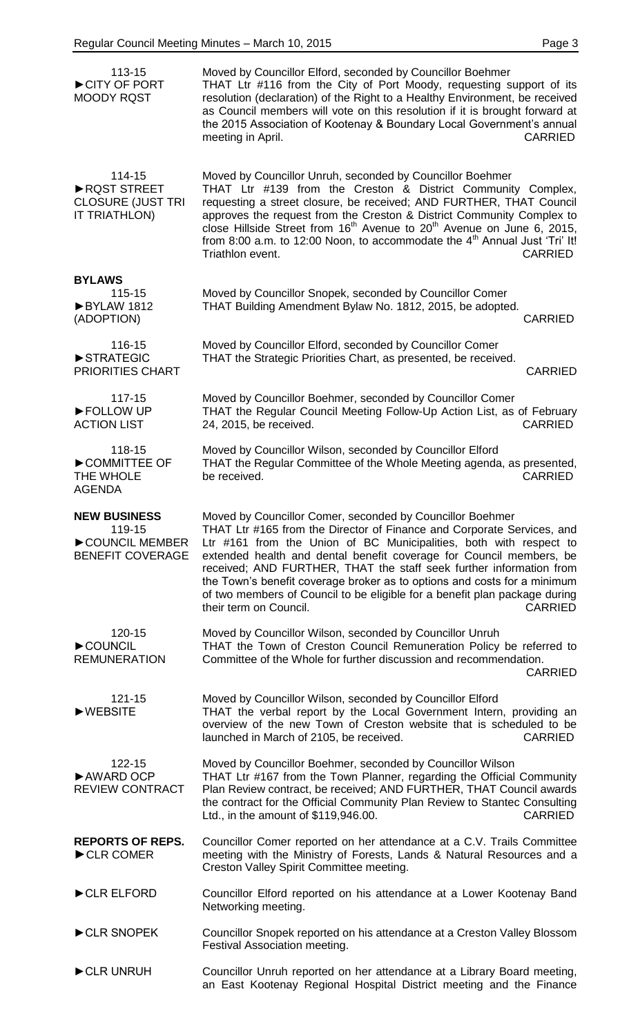113-15
►CITY OF PORT MOODY RQST

Moved by Councillor Elford, seconded by Councillor Boehmer
THAT Ltr #116 from the City of Port Moody, requesting support of its resolution (declaration) of the Right to a Healthy Environment, be received as Council members will vote on this resolution if it is brought forward at the 2015 Association of Kootenay & Boundary Local Government's annual meeting in April. CARRIED

114-15
►RQST STREET CLOSURE (JUST TRI IT TRIATHLON)

Moved by Councillor Unruh, seconded by Councillor Boehmer
THAT Ltr #139 from the Creston & District Community Complex, requesting a street closure, be received; AND FURTHER, THAT Council approves the request from the Creston & District Community Complex to close Hillside Street from 16th Avenue to 20th Avenue on June 6, 2015, from 8:00 a.m. to 12:00 Noon, to accommodate the 4th Annual Just 'Tri' It! Triathlon event. CARRIED

**BYLAWS**

115-15
►BYLAW 1812 (ADOPTION)

Moved by Councillor Snopek, seconded by Councillor Comer
THAT Building Amendment Bylaw No. 1812, 2015, be adopted. CARRIED

116-15
►STRATEGIC PRIORITIES CHART

Moved by Councillor Elford, seconded by Councillor Comer
THAT the Strategic Priorities Chart, as presented, be received. CARRIED

117-15
►FOLLOW UP ACTION LIST

Moved by Councillor Boehmer, seconded by Councillor Comer
THAT the Regular Council Meeting Follow-Up Action List, as of February 24, 2015, be received. CARRIED

118-15
►COMMITTEE OF THE WHOLE AGENDA

Moved by Councillor Wilson, seconded by Councillor Elford
THAT the Regular Committee of the Whole Meeting agenda, as presented, be received. CARRIED

**NEW BUSINESS**

119-15
►COUNCIL MEMBER BENEFIT COVERAGE

Moved by Councillor Comer, seconded by Councillor Boehmer
THAT Ltr #165 from the Director of Finance and Corporate Services, and Ltr #161 from the Union of BC Municipalities, both with respect to extended health and dental benefit coverage for Council members, be received; AND FURTHER, THAT the staff seek further information from the Town's benefit coverage broker as to options and costs for a minimum of two members of Council to be eligible for a benefit plan package during their term on Council. CARRIED

120-15
►COUNCIL REMUNERATION

Moved by Councillor Wilson, seconded by Councillor Unruh
THAT the Town of Creston Council Remuneration Policy be referred to Committee of the Whole for further discussion and recommendation. CARRIED

121-15
►WEBSITE

Moved by Councillor Wilson, seconded by Councillor Elford
THAT the verbal report by the Local Government Intern, providing an overview of the new Town of Creston website that is scheduled to be launched in March of 2105, be received. CARRIED

122-15
►AWARD OCP REVIEW CONTRACT

Moved by Councillor Boehmer, seconded by Councillor Wilson
THAT Ltr #167 from the Town Planner, regarding the Official Community Plan Review contract, be received; AND FURTHER, THAT Council awards the contract for the Official Community Plan Review to Stantec Consulting Ltd., in the amount of $119,946.00. CARRIED

**REPORTS OF REPS.**

►CLR COMER

Councillor Comer reported on her attendance at a C.V. Trails Committee meeting with the Ministry of Forests, Lands & Natural Resources and a Creston Valley Spirit Committee meeting.

►CLR ELFORD

Councillor Elford reported on his attendance at a Lower Kootenay Band Networking meeting.

►CLR SNOPEK

Councillor Snopek reported on his attendance at a Creston Valley Blossom Festival Association meeting.

►CLR UNRUH

Councillor Unruh reported on her attendance at a Library Board meeting, an East Kootenay Regional Hospital District meeting and the Finance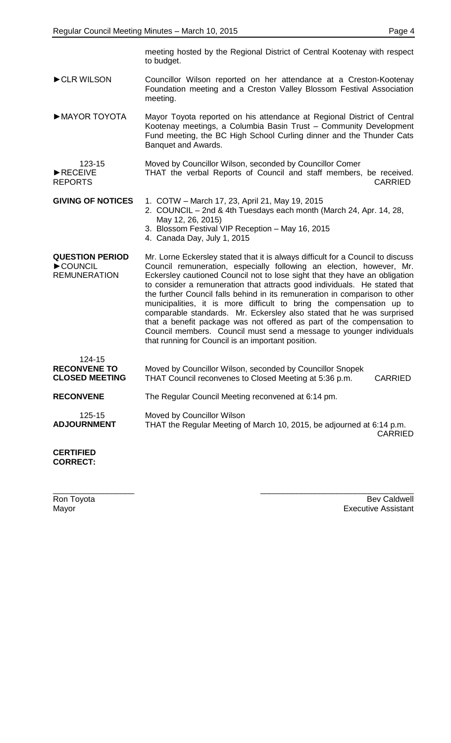meeting hosted by the Regional District of Central Kootenay with respect to budget.

►CLR WILSON

Councillor Wilson reported on her attendance at a Creston-Kootenay Foundation meeting and a Creston Valley Blossom Festival Association meeting.

►MAYOR TOYOTA

Mayor Toyota reported on his attendance at Regional District of Central Kootenay meetings, a Columbia Basin Trust – Community Development Fund meeting, the BC High School Curling dinner and the Thunder Cats Banquet and Awards.

123-15
►RECEIVE REPORTS

Moved by Councillor Wilson, seconded by Councillor Comer
THAT the verbal Reports of Council and staff members, be received.
CARRIED

**GIVING OF NOTICES**

1. COTW – March 17, 23, April 21, May 19, 2015
2. COUNCIL – 2nd & 4th Tuesdays each month (March 24, Apr. 14, 28, May 12, 26, 2015)
3. Blossom Festival VIP Reception – May 16, 2015
4. Canada Day, July 1, 2015

**QUESTION PERIOD**
►COUNCIL REMUNERATION

Mr. Lorne Eckersley stated that it is always difficult for a Council to discuss Council remuneration, especially following an election, however, Mr. Eckersley cautioned Council not to lose sight that they have an obligation to consider a remuneration that attracts good individuals. He stated that the further Council falls behind in its remuneration in comparison to other municipalities, it is more difficult to bring the compensation up to comparable standards. Mr. Eckersley also stated that he was surprised that a benefit package was not offered as part of the compensation to Council members. Council must send a message to younger individuals that running for Council is an important position.

124-15
**RECONVENE TO CLOSED MEETING**

Moved by Councillor Wilson, seconded by Councillor Snopek
THAT Council reconvenes to Closed Meeting at 5:36 p.m. CARRIED

**RECONVENE**

The Regular Council Meeting reconvened at 6:14 pm.

125-15
**ADJOURNMENT**

Moved by Councillor Wilson
THAT the Regular Meeting of March 10, 2015, be adjourned at 6:14 p.m.
CARRIED

**CERTIFIED CORRECT:**

\_\_\_\_\_\_\_\_\_\_\_\_\_\_\_\_\_\_
Ron Toyota
Mayor

\_\_\_\_\_\_\_\_\_\_\_\_\_\_\_\_\_\_
Bev Caldwell
Executive Assistant